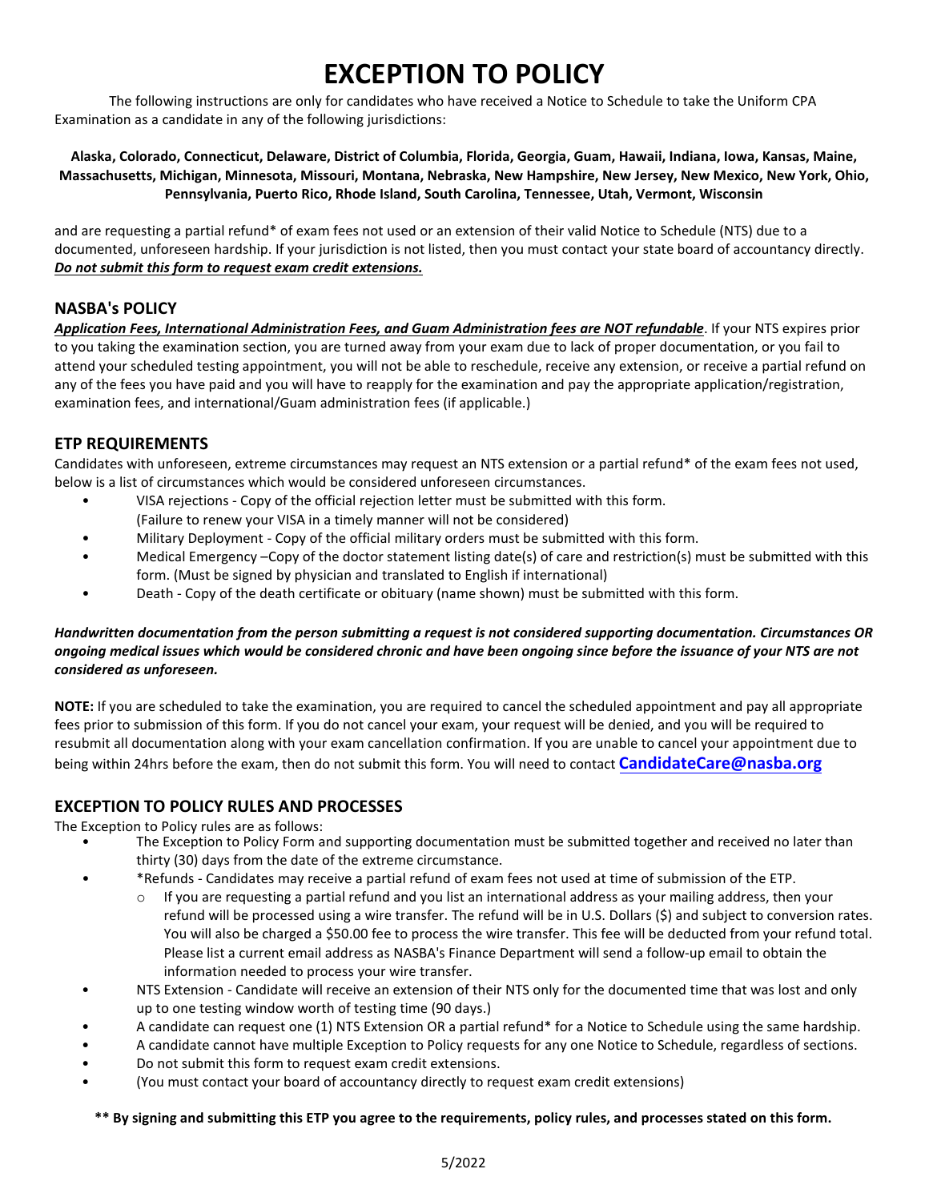# EXCEPTION TO POLICY

The following instructions are only for candidates who have received a Notice to Schedule to take the Uniform CPA Examination as a candidate in any of the following jurisdictions:

**Alaska, Colorado, Connecticut, Delaware, District of Columbia, Florida, Georgia, Guam, Hawaii, Indiana, Iowa, Kansas, Maine, Massachusetts, Michigan, Minnesota, Missouri, Montana, Nebraska, New Hampshire, New Jersey, New Mexico, New York, Ohio, Pennsylvania, Puerto Rico, Rhode Island, South Carolina, Tennessee, Utah, Vermont, Wisconsin**

and are requesting a partial refund* of exam fees not used or an extension of their valid Notice to Schedule (NTS) due to a documented, unforeseen hardship. If your jurisdiction is not listed, then you must contact your state board of accountancy directly. ***Do not submit this form to request exam credit extensions.***

## NASBA's POLICY

***Application Fees, International Administration Fees, and Guam Administration fees are NOT refundable***. If your NTS expires prior to you taking the examination section, you are turned away from your exam due to lack of proper documentation, or you fail to attend your scheduled testing appointment, you will not be able to reschedule, receive any extension, or receive a partial refund on any of the fees you have paid and you will have to reapply for the examination and pay the appropriate application/registration, examination fees, and international/Guam administration fees (if applicable.)

## ETP REQUIREMENTS

Candidates with unforeseen, extreme circumstances may request an NTS extension or a partial refund* of the exam fees not used, below is a list of circumstances which would be considered unforeseen circumstances.

- VISA rejections - Copy of the official rejection letter must be submitted with this form. (Failure to renew your VISA in a timely manner will not be considered)
- Military Deployment - Copy of the official military orders must be submitted with this form.
- Medical Emergency –Copy of the doctor statement listing date(s) of care and restriction(s) must be submitted with this form. (Must be signed by physician and translated to English if international)
- Death - Copy of the death certificate or obituary (name shown) must be submitted with this form.

***Handwritten documentation from the person submitting a request is not considered supporting documentation. Circumstances OR ongoing medical issues which would be considered chronic and have been ongoing since before the issuance of your NTS are not considered as unforeseen.***

**NOTE:** If you are scheduled to take the examination, you are required to cancel the scheduled appointment and pay all appropriate fees prior to submission of this form. If you do not cancel your exam, your request will be denied, and you will be required to resubmit all documentation along with your exam cancellation confirmation. If you are unable to cancel your appointment due to being within 24hrs before the exam, then do not submit this form. You will need to contact **CandidateCare@nasba.org**

## EXCEPTION TO POLICY RULES AND PROCESSES

The Exception to Policy rules are as follows:

- The Exception to Policy Form and supporting documentation must be submitted together and received no later than thirty (30) days from the date of the extreme circumstance.
- *Refunds - Candidates may receive a partial refund of exam fees not used at time of submission of the ETP.
  - If you are requesting a partial refund and you list an international address as your mailing address, then your refund will be processed using a wire transfer. The refund will be in U.S. Dollars ($) and subject to conversion rates. You will also be charged a $50.00 fee to process the wire transfer. This fee will be deducted from your refund total. Please list a current email address as NASBA's Finance Department will send a follow-up email to obtain the information needed to process your wire transfer.
- NTS Extension - Candidate will receive an extension of their NTS only for the documented time that was lost and only up to one testing window worth of testing time (90 days.)
- A candidate can request one (1) NTS Extension OR a partial refund* for a Notice to Schedule using the same hardship.
- A candidate cannot have multiple Exception to Policy requests for any one Notice to Schedule, regardless of sections.
- Do not submit this form to request exam credit extensions.
- (You must contact your board of accountancy directly to request exam credit extensions)

**\*\* By signing and submitting this ETP you agree to the requirements, policy rules, and processes stated on this form.**

5/2022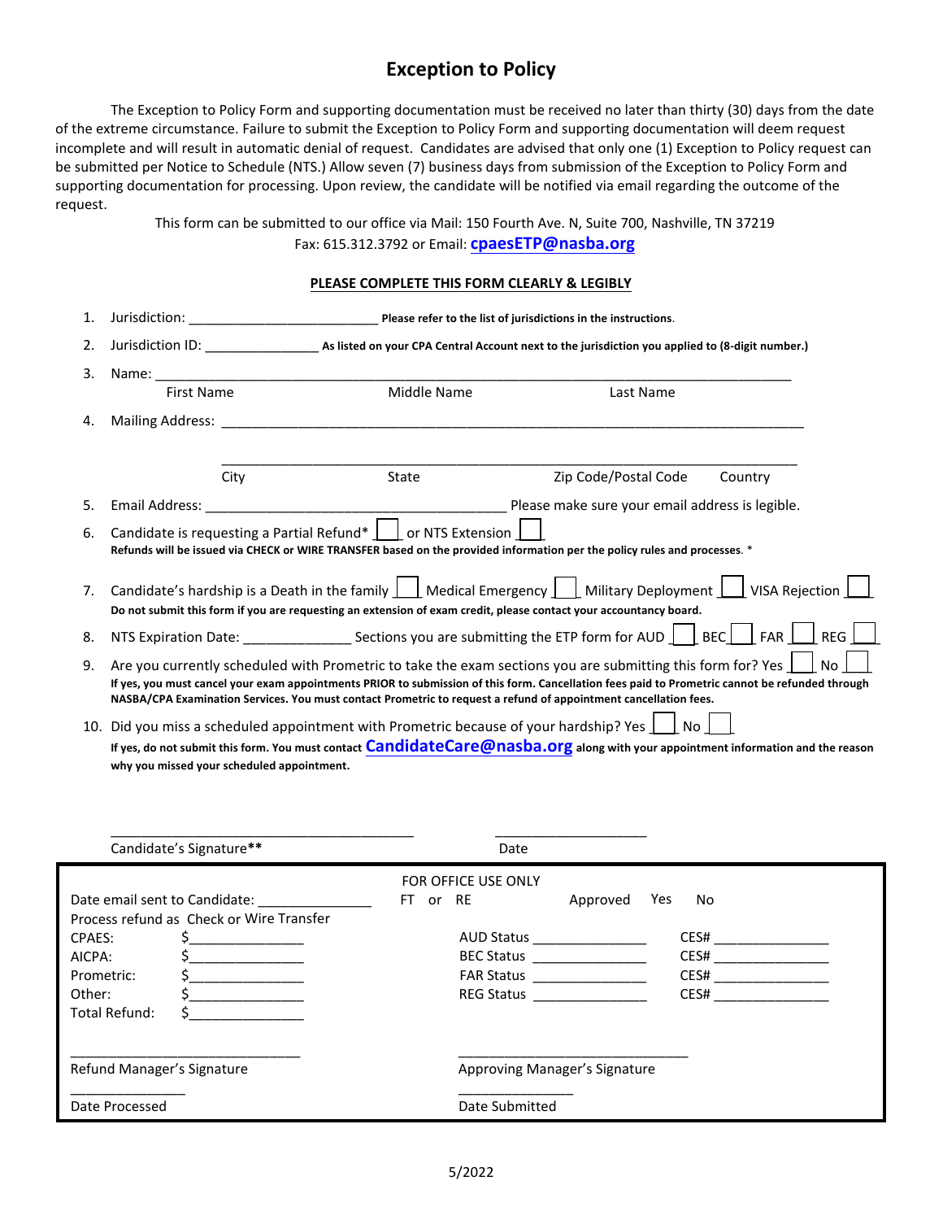# Exception to Policy

The Exception to Policy Form and supporting documentation must be received no later than thirty (30) days from the date of the extreme circumstance. Failure to submit the Exception to Policy Form and supporting documentation will deem request incomplete and will result in automatic denial of request. Candidates are advised that only one (1) Exception to Policy request can be submitted per Notice to Schedule (NTS.) Allow seven (7) business days from submission of the Exception to Policy Form and supporting documentation for processing. Upon review, the candidate will be notified via email regarding the outcome of the request.

This form can be submitted to our office via Mail: 150 Fourth Ave. N, Suite 700, Nashville, TN 37219
Fax: 615.312.3792 or Email: **cpaesETP@nasba.org**

**PLEASE COMPLETE THIS FORM CLEARLY & LEGIBLY**

1. Jurisdiction: _________________________ **Please refer to the list of jurisdictions in the instructions.**
2. Jurisdiction ID: _______________ **As listed on your CPA Central Account next to the jurisdiction you applied to (8-digit number.)**
3. Name: ______________________________________________________________________________
   First Name　　　Middle Name　　　Last Name
4. Mailing Address: _______________________________________________________________________

   ______________________________________________________________________________
   City　　　State　　　Zip Code/Postal Code　　　Country
5. Email Address: ________________________________________ Please make sure your email address is legible.
6. Candidate is requesting a Partial Refund* ☐ or NTS Extension ☐
   **Refunds will be issued via CHECK or WIRE TRANSFER based on the provided information per the policy rules and processes. ***
7. Candidate's hardship is a Death in the family ☐ Medical Emergency ☐ Military Deployment ☐ VISA Rejection ☐
   **Do not submit this form if you are requesting an extension of exam credit, please contact your accountancy board.**
8. NTS Expiration Date: ______________ Sections you are submitting the ETP form for AUD ☐ BEC ☐ FAR ☐ REG ☐
9. Are you currently scheduled with Prometric to take the exam sections you are submitting this form for? Yes ☐ No ☐
   **If yes, you must cancel your exam appointments PRIOR to submission of this form. Cancellation fees paid to Prometric cannot be refunded through NASBA/CPA Examination Services. You must contact Prometric to request a refund of appointment cancellation fees.**
10. Did you miss a scheduled appointment with Prometric because of your hardship? Yes ☐ No ☐
    **If yes, do not submit this form. You must contact CandidateCare@nasba.org along with your appointment information and the reason why you missed your scheduled appointment.**

_________________________________________　　　____________________
Candidate's Signature**　　　Date

---

FOR OFFICE USE ONLY

Date email sent to Candidate: ______________　　FT or RE　　Approved　Yes　No

Process refund as Check or Wire Transfer

| | | | | | |
|---|---|---|---|---|---|
| CPAES: | $_______________ | AUD Status | _______________ | CES# | _______________ |
| AICPA: | $_______________ | BEC Status | _______________ | CES# | _______________ |
| Prometric: | $_______________ | FAR Status | _______________ | CES# | _______________ |
| Other: | $_______________ | REG Status | _______________ | CES# | _______________ |
| Total Refund: | $_______________ | | | | |

______________________________　　　______________________________
Refund Manager's Signature　　　Approving Manager's Signature

______________　　　______________
Date Processed　　　Date Submitted

5/2022